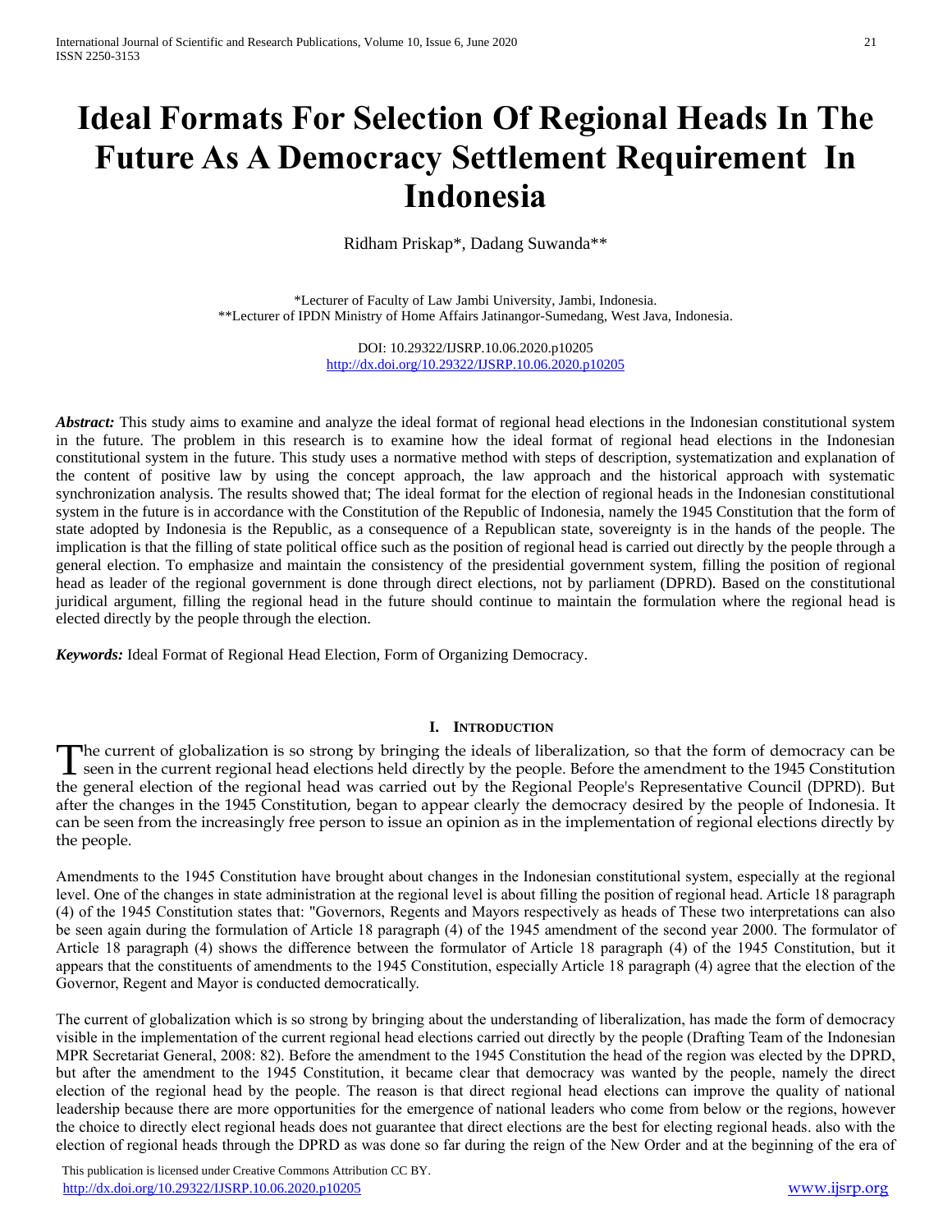# Ideal Formats For Selection Of Regional Heads In The Future As A Democracy Settlement Requirement In Indonesia

Ridham Priskap*, Dadang Suwanda**

*Lecturer of Faculty of Law Jambi University, Jambi, Indonesia.
**Lecturer of IPDN Ministry of Home Affairs Jatinangor-Sumedang, West Java, Indonesia.

DOI: 10.29322/IJSRP.10.06.2020.p10205
http://dx.doi.org/10.29322/IJSRP.10.06.2020.p10205

***Abstract:*** This study aims to examine and analyze the ideal format of regional head elections in the Indonesian constitutional system in the future. The problem in this research is to examine how the ideal format of regional head elections in the Indonesian constitutional system in the future. This study uses a normative method with steps of description, systematization and explanation of the content of positive law by using the concept approach, the law approach and the historical approach with systematic synchronization analysis. The results showed that; The ideal format for the election of regional heads in the Indonesian constitutional system in the future is in accordance with the Constitution of the Republic of Indonesia, namely the 1945 Constitution that the form of state adopted by Indonesia is the Republic, as a consequence of a Republican state, sovereignty is in the hands of the people. The implication is that the filling of state political office such as the position of regional head is carried out directly by the people through a general election. To emphasize and maintain the consistency of the presidential government system, filling the position of regional head as leader of the regional government is done through direct elections, not by parliament (DPRD). Based on the constitutional juridical argument, filling the regional head in the future should continue to maintain the formulation where the regional head is elected directly by the people through the election.

***Keywords:*** Ideal Format of Regional Head Election, Form of Organizing Democracy.

## I. Introduction

The current of globalization is so strong by bringing the ideals of liberalization, so that the form of democracy can be seen in the current regional head elections held directly by the people. Before the amendment to the 1945 Constitution the general election of the regional head was carried out by the Regional People's Representative Council (DPRD). But after the changes in the 1945 Constitution, began to appear clearly the democracy desired by the people of Indonesia. It can be seen from the increasingly free person to issue an opinion as in the implementation of regional elections directly by the people.

Amendments to the 1945 Constitution have brought about changes in the Indonesian constitutional system, especially at the regional level. One of the changes in state administration at the regional level is about filling the position of regional head. Article 18 paragraph (4) of the 1945 Constitution states that: "Governors, Regents and Mayors respectively as heads of These two interpretations can also be seen again during the formulation of Article 18 paragraph (4) of the 1945 amendment of the second year 2000. The formulator of Article 18 paragraph (4) shows the difference between the formulator of Article 18 paragraph (4) of the 1945 Constitution, but it appears that the constituents of amendments to the 1945 Constitution, especially Article 18 paragraph (4) agree that the election of the Governor, Regent and Mayor is conducted democratically.

The current of globalization which is so strong by bringing about the understanding of liberalization, has made the form of democracy visible in the implementation of the current regional head elections carried out directly by the people (Drafting Team of the Indonesian MPR Secretariat General, 2008: 82). Before the amendment to the 1945 Constitution the head of the region was elected by the DPRD, but after the amendment to the 1945 Constitution, it became clear that democracy was wanted by the people, namely the direct election of the regional head by the people. The reason is that direct regional head elections can improve the quality of national leadership because there are more opportunities for the emergence of national leaders who come from below or the regions, however the choice to directly elect regional heads does not guarantee that direct elections are the best for electing regional heads. also with the election of regional heads through the DPRD as was done so far during the reign of the New Order and at the beginning of the era of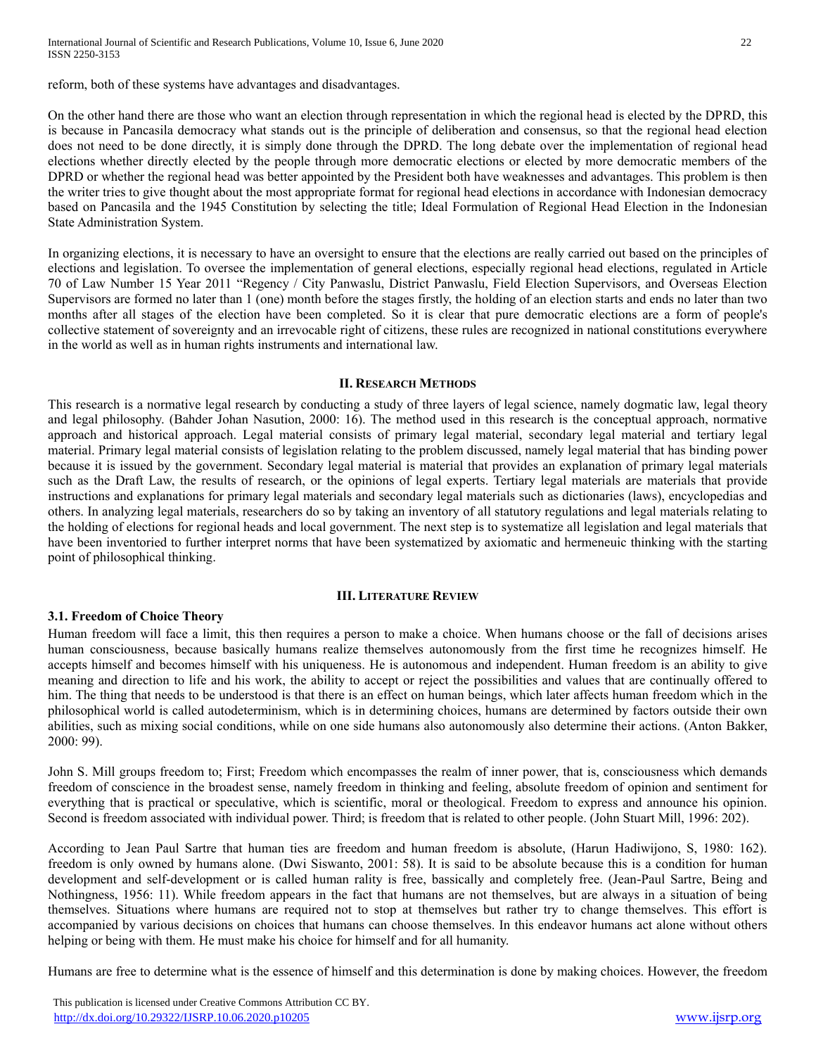reform, both of these systems have advantages and disadvantages.

On the other hand there are those who want an election through representation in which the regional head is elected by the DPRD, this is because in Pancasila democracy what stands out is the principle of deliberation and consensus, so that the regional head election does not need to be done directly, it is simply done through the DPRD. The long debate over the implementation of regional head elections whether directly elected by the people through more democratic elections or elected by more democratic members of the DPRD or whether the regional head was better appointed by the President both have weaknesses and advantages. This problem is then the writer tries to give thought about the most appropriate format for regional head elections in accordance with Indonesian democracy based on Pancasila and the 1945 Constitution by selecting the title; Ideal Formulation of Regional Head Election in the Indonesian State Administration System.

In organizing elections, it is necessary to have an oversight to ensure that the elections are really carried out based on the principles of elections and legislation. To oversee the implementation of general elections, especially regional head elections, regulated in Article 70 of Law Number 15 Year 2011 "Regency / City Panwaslu, District Panwaslu, Field Election Supervisors, and Overseas Election Supervisors are formed no later than 1 (one) month before the stages firstly, the holding of an election starts and ends no later than two months after all stages of the election have been completed. So it is clear that pure democratic elections are a form of people's collective statement of sovereignty and an irrevocable right of citizens, these rules are recognized in national constitutions everywhere in the world as well as in human rights instruments and international law.

## II. Research Methods

This research is a normative legal research by conducting a study of three layers of legal science, namely dogmatic law, legal theory and legal philosophy. (Bahder Johan Nasution, 2000: 16). The method used in this research is the conceptual approach, normative approach and historical approach. Legal material consists of primary legal material, secondary legal material and tertiary legal material. Primary legal material consists of legislation relating to the problem discussed, namely legal material that has binding power because it is issued by the government. Secondary legal material is material that provides an explanation of primary legal materials such as the Draft Law, the results of research, or the opinions of legal experts. Tertiary legal materials are materials that provide instructions and explanations for primary legal materials and secondary legal materials such as dictionaries (laws), encyclopedias and others. In analyzing legal materials, researchers do so by taking an inventory of all statutory regulations and legal materials relating to the holding of elections for regional heads and local government. The next step is to systematize all legislation and legal materials that have been inventoried to further interpret norms that have been systematized by axiomatic and hermeneuic thinking with the starting point of philosophical thinking.

## III. Literature Review

### 3.1. Freedom of Choice Theory

Human freedom will face a limit, this then requires a person to make a choice. When humans choose or the fall of decisions arises human consciousness, because basically humans realize themselves autonomously from the first time he recognizes himself. He accepts himself and becomes himself with his uniqueness. He is autonomous and independent. Human freedom is an ability to give meaning and direction to life and his work, the ability to accept or reject the possibilities and values that are continually offered to him. The thing that needs to be understood is that there is an effect on human beings, which later affects human freedom which in the philosophical world is called autodeterminism, which is in determining choices, humans are determined by factors outside their own abilities, such as mixing social conditions, while on one side humans also autonomously also determine their actions. (Anton Bakker, 2000: 99).

John S. Mill groups freedom to; First; Freedom which encompasses the realm of inner power, that is, consciousness which demands freedom of conscience in the broadest sense, namely freedom in thinking and feeling, absolute freedom of opinion and sentiment for everything that is practical or speculative, which is scientific, moral or theological. Freedom to express and announce his opinion. Second is freedom associated with individual power. Third; is freedom that is related to other people. (John Stuart Mill, 1996: 202).

According to Jean Paul Sartre that human ties are freedom and human freedom is absolute, (Harun Hadiwijono, S, 1980: 162). freedom is only owned by humans alone. (Dwi Siswanto, 2001: 58). It is said to be absolute because this is a condition for human development and self-development or is called human rality is free, bassically and completely free. (Jean-Paul Sartre, Being and Nothingness, 1956: 11). While freedom appears in the fact that humans are not themselves, but are always in a situation of being themselves. Situations where humans are required not to stop at themselves but rather try to change themselves. This effort is accompanied by various decisions on choices that humans can choose themselves. In this endeavor humans act alone without others helping or being with them. He must make his choice for himself and for all humanity.

Humans are free to determine what is the essence of himself and this determination is done by making choices. However, the freedom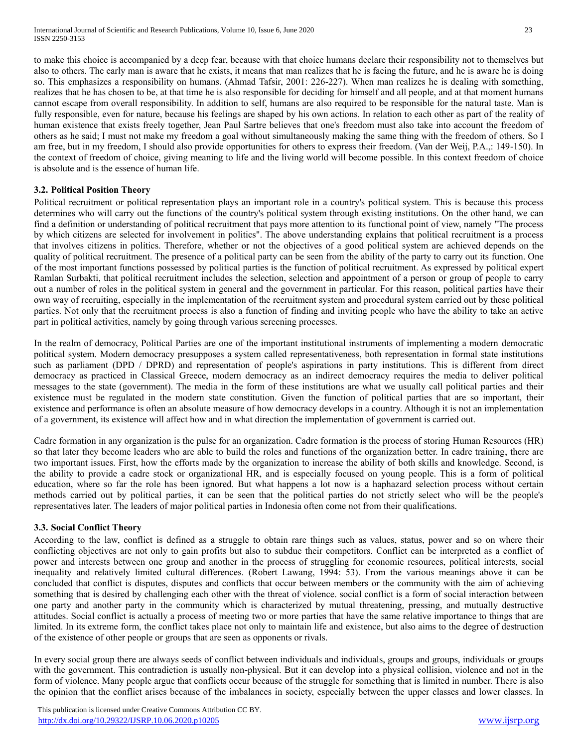to make this choice is accompanied by a deep fear, because with that choice humans declare their responsibility not to themselves but also to others. The early man is aware that he exists, it means that man realizes that he is facing the future, and he is aware he is doing so. This emphasizes a responsibility on humans. (Ahmad Tafsir, 2001: 226-227). When man realizes he is dealing with something, realizes that he has chosen to be, at that time he is also responsible for deciding for himself and all people, and at that moment humans cannot escape from overall responsibility. In addition to self, humans are also required to be responsible for the natural taste. Man is fully responsible, even for nature, because his feelings are shaped by his own actions. In relation to each other as part of the reality of human existence that exists freely together, Jean Paul Sartre believes that one's freedom must also take into account the freedom of others as he said; I must not make my freedom a goal without simultaneously making the same thing with the freedom of others. So I am free, but in my freedom, I should also provide opportunities for others to express their freedom. (Van der Weij, P.A.,: 149-150). In the context of freedom of choice, giving meaning to life and the living world will become possible. In this context freedom of choice is absolute and is the essence of human life.

### 3.2. Political Position Theory

Political recruitment or political representation plays an important role in a country's political system. This is because this process determines who will carry out the functions of the country's political system through existing institutions. On the other hand, we can find a definition or understanding of political recruitment that pays more attention to its functional point of view, namely "The process by which citizens are selected for involvement in politics". The above understanding explains that political recruitment is a process that involves citizens in politics. Therefore, whether or not the objectives of a good political system are achieved depends on the quality of political recruitment. The presence of a political party can be seen from the ability of the party to carry out its function. One of the most important functions possessed by political parties is the function of political recruitment. As expressed by political expert Ramlan Surbakti, that political recruitment includes the selection, selection and appointment of a person or group of people to carry out a number of roles in the political system in general and the government in particular. For this reason, political parties have their own way of recruiting, especially in the implementation of the recruitment system and procedural system carried out by these political parties. Not only that the recruitment process is also a function of finding and inviting people who have the ability to take an active part in political activities, namely by going through various screening processes.

In the realm of democracy, Political Parties are one of the important institutional instruments of implementing a modern democratic political system. Modern democracy presupposes a system called representativeness, both representation in formal state institutions such as parliament (DPD / DPRD) and representation of people's aspirations in party institutions. This is different from direct democracy as practiced in Classical Greece, modern democracy as an indirect democracy requires the media to deliver political messages to the state (government). The media in the form of these institutions are what we usually call political parties and their existence must be regulated in the modern state constitution. Given the function of political parties that are so important, their existence and performance is often an absolute measure of how democracy develops in a country. Although it is not an implementation of a government, its existence will affect how and in what direction the implementation of government is carried out.

Cadre formation in any organization is the pulse for an organization. Cadre formation is the process of storing Human Resources (HR) so that later they become leaders who are able to build the roles and functions of the organization better. In cadre training, there are two important issues. First, how the efforts made by the organization to increase the ability of both skills and knowledge. Second, is the ability to provide a cadre stock or organizational HR, and is especially focused on young people. This is a form of political education, where so far the role has been ignored. But what happens a lot now is a haphazard selection process without certain methods carried out by political parties, it can be seen that the political parties do not strictly select who will be the people's representatives later. The leaders of major political parties in Indonesia often come not from their qualifications.

### 3.3. Social Conflict Theory

According to the law, conflict is defined as a struggle to obtain rare things such as values, status, power and so on where their conflicting objectives are not only to gain profits but also to subdue their competitors. Conflict can be interpreted as a conflict of power and interests between one group and another in the process of struggling for economic resources, political interests, social inequality and relatively limited cultural differences. (Robert Lawang, 1994: 53). From the various meanings above it can be concluded that conflict is disputes, disputes and conflicts that occur between members or the community with the aim of achieving something that is desired by challenging each other with the threat of violence. social conflict is a form of social interaction between one party and another party in the community which is characterized by mutual threatening, pressing, and mutually destructive attitudes. Social conflict is actually a process of meeting two or more parties that have the same relative importance to things that are limited. In its extreme form, the conflict takes place not only to maintain life and existence, but also aims to the degree of destruction of the existence of other people or groups that are seen as opponents or rivals.

In every social group there are always seeds of conflict between individuals and individuals, groups and groups, individuals or groups with the government. This contradiction is usually non-physical. But it can develop into a physical collision, violence and not in the form of violence. Many people argue that conflicts occur because of the struggle for something that is limited in number. There is also the opinion that the conflict arises because of the imbalances in society, especially between the upper classes and lower classes. In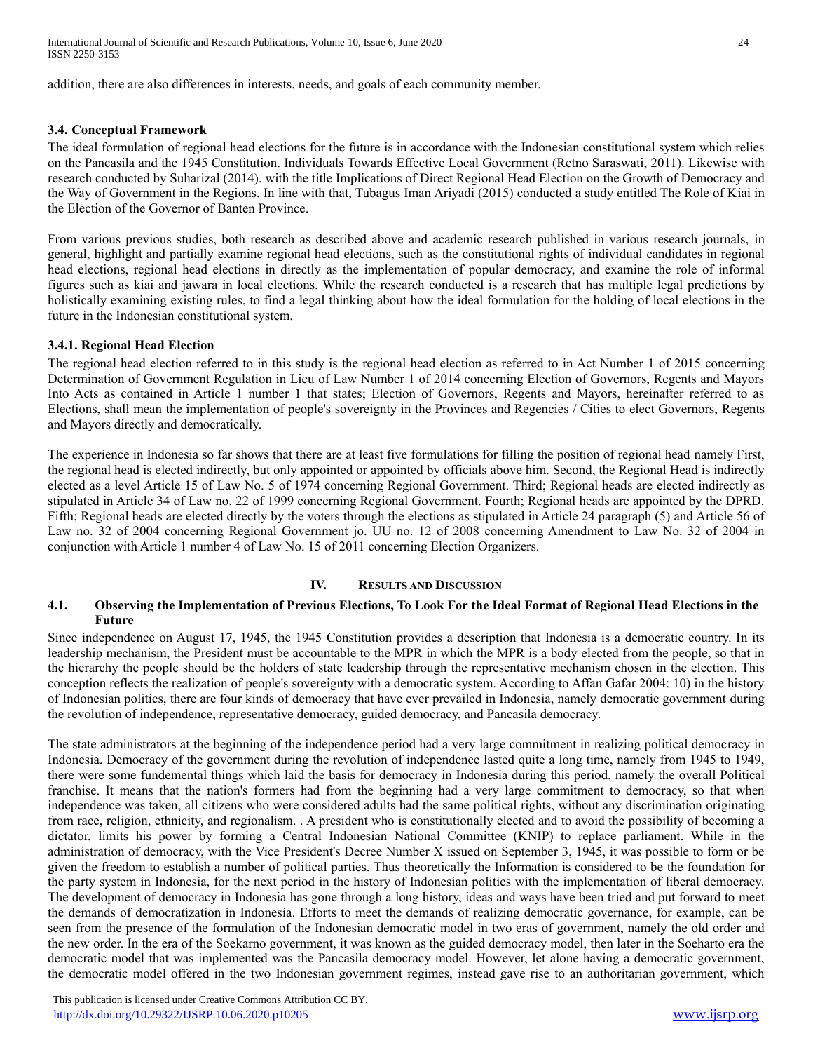addition, there are also differences in interests, needs, and goals of each community member.

### 3.4. Conceptual Framework

The ideal formulation of regional head elections for the future is in accordance with the Indonesian constitutional system which relies on the Pancasila and the 1945 Constitution. Individuals Towards Effective Local Government (Retno Saraswati, 2011). Likewise with research conducted by Suharizal (2014). with the title Implications of Direct Regional Head Election on the Growth of Democracy and the Way of Government in the Regions. In line with that, Tubagus Iman Ariyadi (2015) conducted a study entitled The Role of Kiai in the Election of the Governor of Banten Province.

From various previous studies, both research as described above and academic research published in various research journals, in general, highlight and partially examine regional head elections, such as the constitutional rights of individual candidates in regional head elections, regional head elections in directly as the implementation of popular democracy, and examine the role of informal figures such as kiai and jawara in local elections. While the research conducted is a research that has multiple legal predictions by holistically examining existing rules, to find a legal thinking about how the ideal formulation for the holding of local elections in the future in the Indonesian constitutional system.

#### 3.4.1. Regional Head Election

The regional head election referred to in this study is the regional head election as referred to in Act Number 1 of 2015 concerning Determination of Government Regulation in Lieu of Law Number 1 of 2014 concerning Election of Governors, Regents and Mayors Into Acts as contained in Article 1 number 1 that states; Election of Governors, Regents and Mayors, hereinafter referred to as Elections, shall mean the implementation of people's sovereignty in the Provinces and Regencies / Cities to elect Governors, Regents and Mayors directly and democratically.

The experience in Indonesia so far shows that there are at least five formulations for filling the position of regional head namely First, the regional head is elected indirectly, but only appointed or appointed by officials above him. Second, the Regional Head is indirectly elected as a level Article 15 of Law No. 5 of 1974 concerning Regional Government. Third; Regional heads are elected indirectly as stipulated in Article 34 of Law no. 22 of 1999 concerning Regional Government. Fourth; Regional heads are appointed by the DPRD. Fifth; Regional heads are elected directly by the voters through the elections as stipulated in Article 24 paragraph (5) and Article 56 of Law no. 32 of 2004 concerning Regional Government jo. UU no. 12 of 2008 concerning Amendment to Law No. 32 of 2004 in conjunction with Article 1 number 4 of Law No. 15 of 2011 concerning Election Organizers.

## IV. Results and Discussion

### 4.1. Observing the Implementation of Previous Elections, To Look For the Ideal Format of Regional Head Elections in the Future

Since independence on August 17, 1945, the 1945 Constitution provides a description that Indonesia is a democratic country. In its leadership mechanism, the President must be accountable to the MPR in which the MPR is a body elected from the people, so that in the hierarchy the people should be the holders of state leadership through the representative mechanism chosen in the election. This conception reflects the realization of people's sovereignty with a democratic system. According to Affan Gafar 2004: 10) in the history of Indonesian politics, there are four kinds of democracy that have ever prevailed in Indonesia, namely democratic government during the revolution of independence, representative democracy, guided democracy, and Pancasila democracy.

The state administrators at the beginning of the independence period had a very large commitment in realizing political democracy in Indonesia. Democracy of the government during the revolution of independence lasted quite a long time, namely from 1945 to 1949, there were some fundemental things which laid the basis for democracy in Indonesia during this period, namely the overall Political franchise. It means that the nation's formers had from the beginning had a very large commitment to democracy, so that when independence was taken, all citizens who were considered adults had the same political rights, without any discrimination originating from race, religion, ethnicity, and regionalism. . A president who is constitutionally elected and to avoid the possibility of becoming a dictator, limits his power by forming a Central Indonesian National Committee (KNIP) to replace parliament. While in the administration of democracy, with the Vice President's Decree Number X issued on September 3, 1945, it was possible to form or be given the freedom to establish a number of political parties. Thus theoretically the Information is considered to be the foundation for the party system in Indonesia, for the next period in the history of Indonesian politics with the implementation of liberal democracy. The development of democracy in Indonesia has gone through a long history, ideas and ways have been tried and put forward to meet the demands of democratization in Indonesia. Efforts to meet the demands of realizing democratic governance, for example, can be seen from the presence of the formulation of the Indonesian democratic model in two eras of government, namely the old order and the new order. In the era of the Soekarno government, it was known as the guided democracy model, then later in the Soeharto era the democratic model that was implemented was the Pancasila democracy model. However, let alone having a democratic government, the democratic model offered in the two Indonesian government regimes, instead gave rise to an authoritarian government, which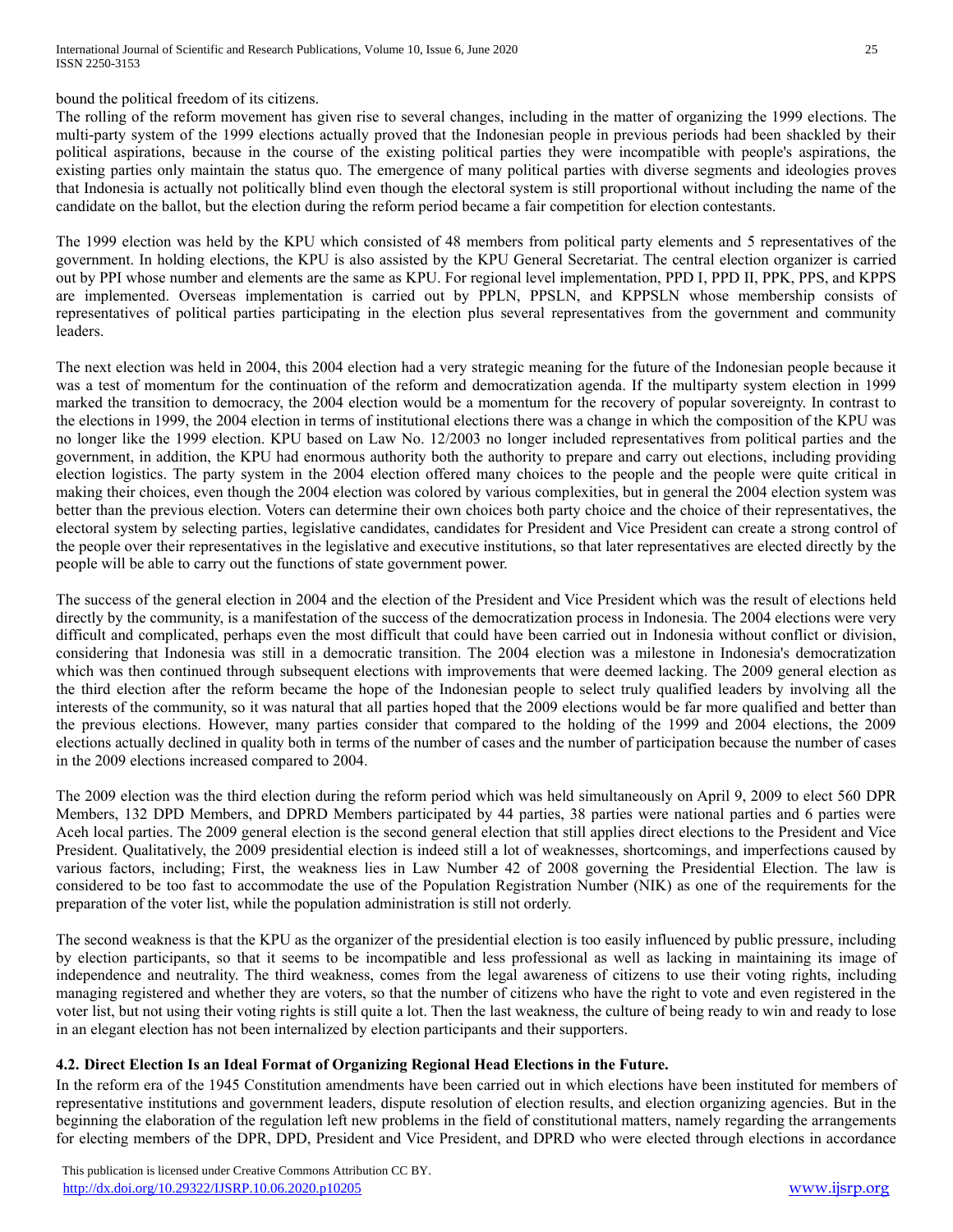bound the political freedom of its citizens.

The rolling of the reform movement has given rise to several changes, including in the matter of organizing the 1999 elections. The multi-party system of the 1999 elections actually proved that the Indonesian people in previous periods had been shackled by their political aspirations, because in the course of the existing political parties they were incompatible with people's aspirations, the existing parties only maintain the status quo. The emergence of many political parties with diverse segments and ideologies proves that Indonesia is actually not politically blind even though the electoral system is still proportional without including the name of the candidate on the ballot, but the election during the reform period became a fair competition for election contestants.

The 1999 election was held by the KPU which consisted of 48 members from political party elements and 5 representatives of the government. In holding elections, the KPU is also assisted by the KPU General Secretariat. The central election organizer is carried out by PPI whose number and elements are the same as KPU. For regional level implementation, PPD I, PPD II, PPK, PPS, and KPPS are implemented. Overseas implementation is carried out by PPLN, PPSLN, and KPPSLN whose membership consists of representatives of political parties participating in the election plus several representatives from the government and community leaders.

The next election was held in 2004, this 2004 election had a very strategic meaning for the future of the Indonesian people because it was a test of momentum for the continuation of the reform and democratization agenda. If the multiparty system election in 1999 marked the transition to democracy, the 2004 election would be a momentum for the recovery of popular sovereignty. In contrast to the elections in 1999, the 2004 election in terms of institutional elections there was a change in which the composition of the KPU was no longer like the 1999 election. KPU based on Law No. 12/2003 no longer included representatives from political parties and the government, in addition, the KPU had enormous authority both the authority to prepare and carry out elections, including providing election logistics. The party system in the 2004 election offered many choices to the people and the people were quite critical in making their choices, even though the 2004 election was colored by various complexities, but in general the 2004 election system was better than the previous election. Voters can determine their own choices both party choice and the choice of their representatives, the electoral system by selecting parties, legislative candidates, candidates for President and Vice President can create a strong control of the people over their representatives in the legislative and executive institutions, so that later representatives are elected directly by the people will be able to carry out the functions of state government power.

The success of the general election in 2004 and the election of the President and Vice President which was the result of elections held directly by the community, is a manifestation of the success of the democratization process in Indonesia. The 2004 elections were very difficult and complicated, perhaps even the most difficult that could have been carried out in Indonesia without conflict or division, considering that Indonesia was still in a democratic transition. The 2004 election was a milestone in Indonesia's democratization which was then continued through subsequent elections with improvements that were deemed lacking. The 2009 general election as the third election after the reform became the hope of the Indonesian people to select truly qualified leaders by involving all the interests of the community, so it was natural that all parties hoped that the 2009 elections would be far more qualified and better than the previous elections. However, many parties consider that compared to the holding of the 1999 and 2004 elections, the 2009 elections actually declined in quality both in terms of the number of cases and the number of participation because the number of cases in the 2009 elections increased compared to 2004.

The 2009 election was the third election during the reform period which was held simultaneously on April 9, 2009 to elect 560 DPR Members, 132 DPD Members, and DPRD Members participated by 44 parties, 38 parties were national parties and 6 parties were Aceh local parties. The 2009 general election is the second general election that still applies direct elections to the President and Vice President. Qualitatively, the 2009 presidential election is indeed still a lot of weaknesses, shortcomings, and imperfections caused by various factors, including; First, the weakness lies in Law Number 42 of 2008 governing the Presidential Election. The law is considered to be too fast to accommodate the use of the Population Registration Number (NIK) as one of the requirements for the preparation of the voter list, while the population administration is still not orderly.

The second weakness is that the KPU as the organizer of the presidential election is too easily influenced by public pressure, including by election participants, so that it seems to be incompatible and less professional as well as lacking in maintaining its image of independence and neutrality. The third weakness, comes from the legal awareness of citizens to use their voting rights, including managing registered and whether they are voters, so that the number of citizens who have the right to vote and even registered in the voter list, but not using their voting rights is still quite a lot. Then the last weakness, the culture of being ready to win and ready to lose in an elegant election has not been internalized by election participants and their supporters.

### 4.2. Direct Election Is an Ideal Format of Organizing Regional Head Elections in the Future.

In the reform era of the 1945 Constitution amendments have been carried out in which elections have been instituted for members of representative institutions and government leaders, dispute resolution of election results, and election organizing agencies. But in the beginning the elaboration of the regulation left new problems in the field of constitutional matters, namely regarding the arrangements for electing members of the DPR, DPD, President and Vice President, and DPRD who were elected through elections in accordance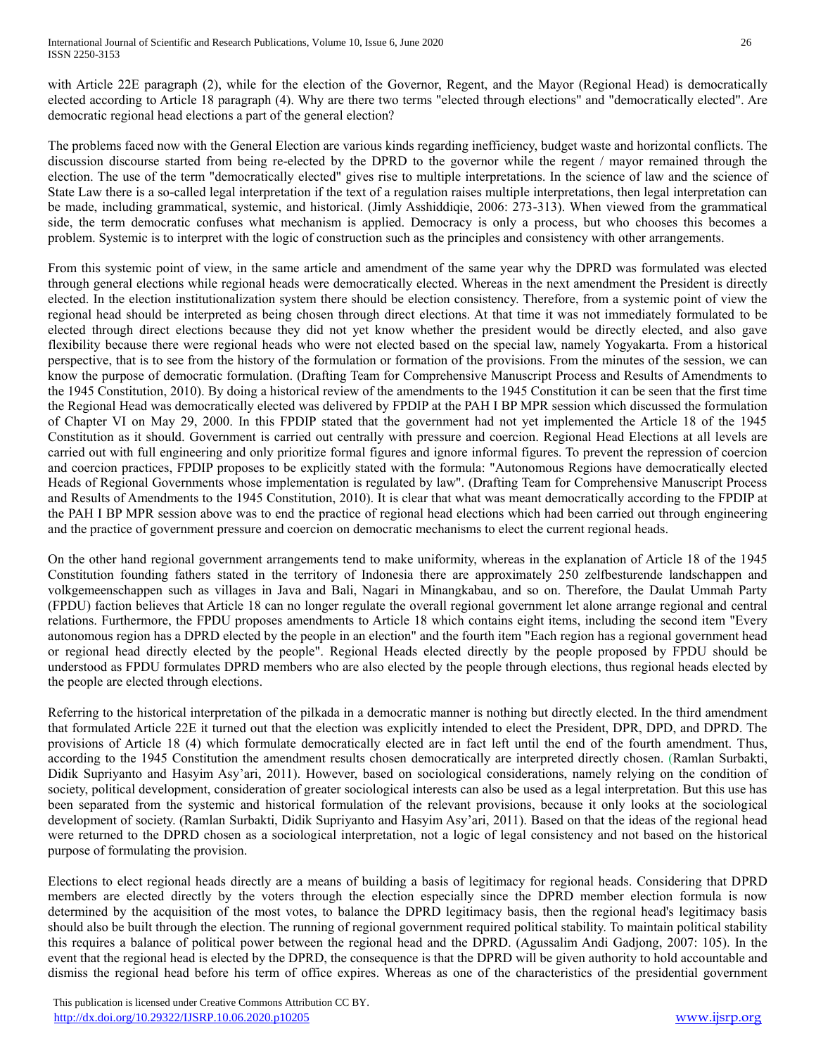with Article 22E paragraph (2), while for the election of the Governor, Regent, and the Mayor (Regional Head) is democratically elected according to Article 18 paragraph (4). Why are there two terms "elected through elections" and "democratically elected". Are democratic regional head elections a part of the general election?

The problems faced now with the General Election are various kinds regarding inefficiency, budget waste and horizontal conflicts. The discussion discourse started from being re-elected by the DPRD to the governor while the regent / mayor remained through the election. The use of the term "democratically elected" gives rise to multiple interpretations. In the science of law and the science of State Law there is a so-called legal interpretation if the text of a regulation raises multiple interpretations, then legal interpretation can be made, including grammatical, systemic, and historical. (Jimly Asshiddiqie, 2006: 273-313). When viewed from the grammatical side, the term democratic confuses what mechanism is applied. Democracy is only a process, but who chooses this becomes a problem. Systemic is to interpret with the logic of construction such as the principles and consistency with other arrangements.

From this systemic point of view, in the same article and amendment of the same year why the DPRD was formulated was elected through general elections while regional heads were democratically elected. Whereas in the next amendment the President is directly elected. In the election institutionalization system there should be election consistency. Therefore, from a systemic point of view the regional head should be interpreted as being chosen through direct elections. At that time it was not immediately formulated to be elected through direct elections because they did not yet know whether the president would be directly elected, and also gave flexibility because there were regional heads who were not elected based on the special law, namely Yogyakarta. From a historical perspective, that is to see from the history of the formulation or formation of the provisions. From the minutes of the session, we can know the purpose of democratic formulation. (Drafting Team for Comprehensive Manuscript Process and Results of Amendments to the 1945 Constitution, 2010). By doing a historical review of the amendments to the 1945 Constitution it can be seen that the first time the Regional Head was democratically elected was delivered by FPDIP at the PAH I BP MPR session which discussed the formulation of Chapter VI on May 29, 2000. In this FPDIP stated that the government had not yet implemented the Article 18 of the 1945 Constitution as it should. Government is carried out centrally with pressure and coercion. Regional Head Elections at all levels are carried out with full engineering and only prioritize formal figures and ignore informal figures. To prevent the repression of coercion and coercion practices, FPDIP proposes to be explicitly stated with the formula: "Autonomous Regions have democratically elected Heads of Regional Governments whose implementation is regulated by law". (Drafting Team for Comprehensive Manuscript Process and Results of Amendments to the 1945 Constitution, 2010). It is clear that what was meant democratically according to the FPDIP at the PAH I BP MPR session above was to end the practice of regional head elections which had been carried out through engineering and the practice of government pressure and coercion on democratic mechanisms to elect the current regional heads.

On the other hand regional government arrangements tend to make uniformity, whereas in the explanation of Article 18 of the 1945 Constitution founding fathers stated in the territory of Indonesia there are approximately 250 zelfbesturende landschappen and volkgemeenschappen such as villages in Java and Bali, Nagari in Minangkabau, and so on. Therefore, the Daulat Ummah Party (FPDU) faction believes that Article 18 can no longer regulate the overall regional government let alone arrange regional and central relations. Furthermore, the FPDU proposes amendments to Article 18 which contains eight items, including the second item "Every autonomous region has a DPRD elected by the people in an election" and the fourth item "Each region has a regional government head or regional head directly elected by the people". Regional Heads elected directly by the people proposed by FPDU should be understood as FPDU formulates DPRD members who are also elected by the people through elections, thus regional heads elected by the people are elected through elections.

Referring to the historical interpretation of the pilkada in a democratic manner is nothing but directly elected. In the third amendment that formulated Article 22E it turned out that the election was explicitly intended to elect the President, DPR, DPD, and DPRD. The provisions of Article 18 (4) which formulate democratically elected are in fact left until the end of the fourth amendment. Thus, according to the 1945 Constitution the amendment results chosen democratically are interpreted directly chosen. (Ramlan Surbakti, Didik Supriyanto and Hasyim Asy'ari, 2011). However, based on sociological considerations, namely relying on the condition of society, political development, consideration of greater sociological interests can also be used as a legal interpretation. But this use has been separated from the systemic and historical formulation of the relevant provisions, because it only looks at the sociological development of society. (Ramlan Surbakti, Didik Supriyanto and Hasyim Asy'ari, 2011). Based on that the ideas of the regional head were returned to the DPRD chosen as a sociological interpretation, not a logic of legal consistency and not based on the historical purpose of formulating the provision.

Elections to elect regional heads directly are a means of building a basis of legitimacy for regional heads. Considering that DPRD members are elected directly by the voters through the election especially since the DPRD member election formula is now determined by the acquisition of the most votes, to balance the DPRD legitimacy basis, then the regional head's legitimacy basis should also be built through the election. The running of regional government required political stability. To maintain political stability this requires a balance of political power between the regional head and the DPRD. (Agussalim Andi Gadjong, 2007: 105). In the event that the regional head is elected by the DPRD, the consequence is that the DPRD will be given authority to hold accountable and dismiss the regional head before his term of office expires. Whereas as one of the characteristics of the presidential government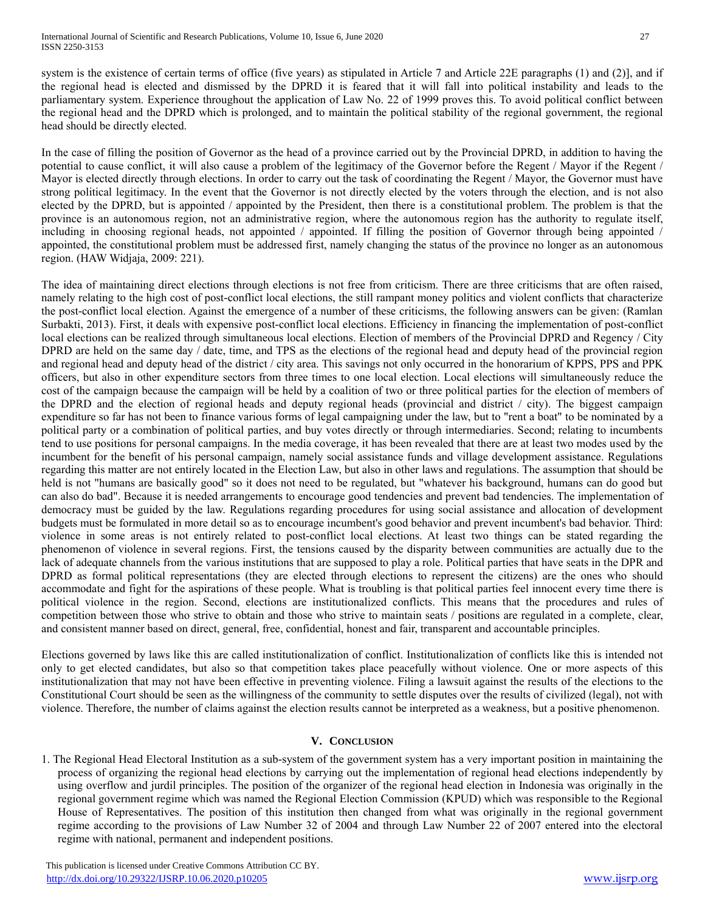system is the existence of certain terms of office (five years) as stipulated in Article 7 and Article 22E paragraphs (1) and (2)], and if the regional head is elected and dismissed by the DPRD it is feared that it will fall into political instability and leads to the parliamentary system. Experience throughout the application of Law No. 22 of 1999 proves this. To avoid political conflict between the regional head and the DPRD which is prolonged, and to maintain the political stability of the regional government, the regional head should be directly elected.

In the case of filling the position of Governor as the head of a province carried out by the Provincial DPRD, in addition to having the potential to cause conflict, it will also cause a problem of the legitimacy of the Governor before the Regent / Mayor if the Regent / Mayor is elected directly through elections. In order to carry out the task of coordinating the Regent / Mayor, the Governor must have strong political legitimacy. In the event that the Governor is not directly elected by the voters through the election, and is not also elected by the DPRD, but is appointed / appointed by the President, then there is a constitutional problem. The problem is that the province is an autonomous region, not an administrative region, where the autonomous region has the authority to regulate itself, including in choosing regional heads, not appointed / appointed. If filling the position of Governor through being appointed / appointed, the constitutional problem must be addressed first, namely changing the status of the province no longer as an autonomous region. (HAW Widjaja, 2009: 221).

The idea of maintaining direct elections through elections is not free from criticism. There are three criticisms that are often raised, namely relating to the high cost of post-conflict local elections, the still rampant money politics and violent conflicts that characterize the post-conflict local election. Against the emergence of a number of these criticisms, the following answers can be given: (Ramlan Surbakti, 2013). First, it deals with expensive post-conflict local elections. Efficiency in financing the implementation of post-conflict local elections can be realized through simultaneous local elections. Election of members of the Provincial DPRD and Regency / City DPRD are held on the same day / date, time, and TPS as the elections of the regional head and deputy head of the provincial region and regional head and deputy head of the district / city area. This savings not only occurred in the honorarium of KPPS, PPS and PPK officers, but also in other expenditure sectors from three times to one local election. Local elections will simultaneously reduce the cost of the campaign because the campaign will be held by a coalition of two or three political parties for the election of members of the DPRD and the election of regional heads and deputy regional heads (provincial and district / city). The biggest campaign expenditure so far has not been to finance various forms of legal campaigning under the law, but to "rent a boat" to be nominated by a political party or a combination of political parties, and buy votes directly or through intermediaries. Second; relating to incumbents tend to use positions for personal campaigns. In the media coverage, it has been revealed that there are at least two modes used by the incumbent for the benefit of his personal campaign, namely social assistance funds and village development assistance. Regulations regarding this matter are not entirely located in the Election Law, but also in other laws and regulations. The assumption that should be held is not "humans are basically good" so it does not need to be regulated, but "whatever his background, humans can do good but can also do bad". Because it is needed arrangements to encourage good tendencies and prevent bad tendencies. The implementation of democracy must be guided by the law. Regulations regarding procedures for using social assistance and allocation of development budgets must be formulated in more detail so as to encourage incumbent's good behavior and prevent incumbent's bad behavior. Third: violence in some areas is not entirely related to post-conflict local elections. At least two things can be stated regarding the phenomenon of violence in several regions. First, the tensions caused by the disparity between communities are actually due to the lack of adequate channels from the various institutions that are supposed to play a role. Political parties that have seats in the DPR and DPRD as formal political representations (they are elected through elections to represent the citizens) are the ones who should accommodate and fight for the aspirations of these people. What is troubling is that political parties feel innocent every time there is political violence in the region. Second, elections are institutionalized conflicts. This means that the procedures and rules of competition between those who strive to obtain and those who strive to maintain seats / positions are regulated in a complete, clear, and consistent manner based on direct, general, free, confidential, honest and fair, transparent and accountable principles.

Elections governed by laws like this are called institutionalization of conflict. Institutionalization of conflicts like this is intended not only to get elected candidates, but also so that competition takes place peacefully without violence. One or more aspects of this institutionalization that may not have been effective in preventing violence. Filing a lawsuit against the results of the elections to the Constitutional Court should be seen as the willingness of the community to settle disputes over the results of civilized (legal), not with violence. Therefore, the number of claims against the election results cannot be interpreted as a weakness, but a positive phenomenon.

## V. Conclusion

1. The Regional Head Electoral Institution as a sub-system of the government system has a very important position in maintaining the process of organizing the regional head elections by carrying out the implementation of regional head elections independently by using overflow and jurdil principles. The position of the organizer of the regional head election in Indonesia was originally in the regional government regime which was named the Regional Election Commission (KPUD) which was responsible to the Regional House of Representatives. The position of this institution then changed from what was originally in the regional government regime according to the provisions of Law Number 32 of 2004 and through Law Number 22 of 2007 entered into the electoral regime with national, permanent and independent positions.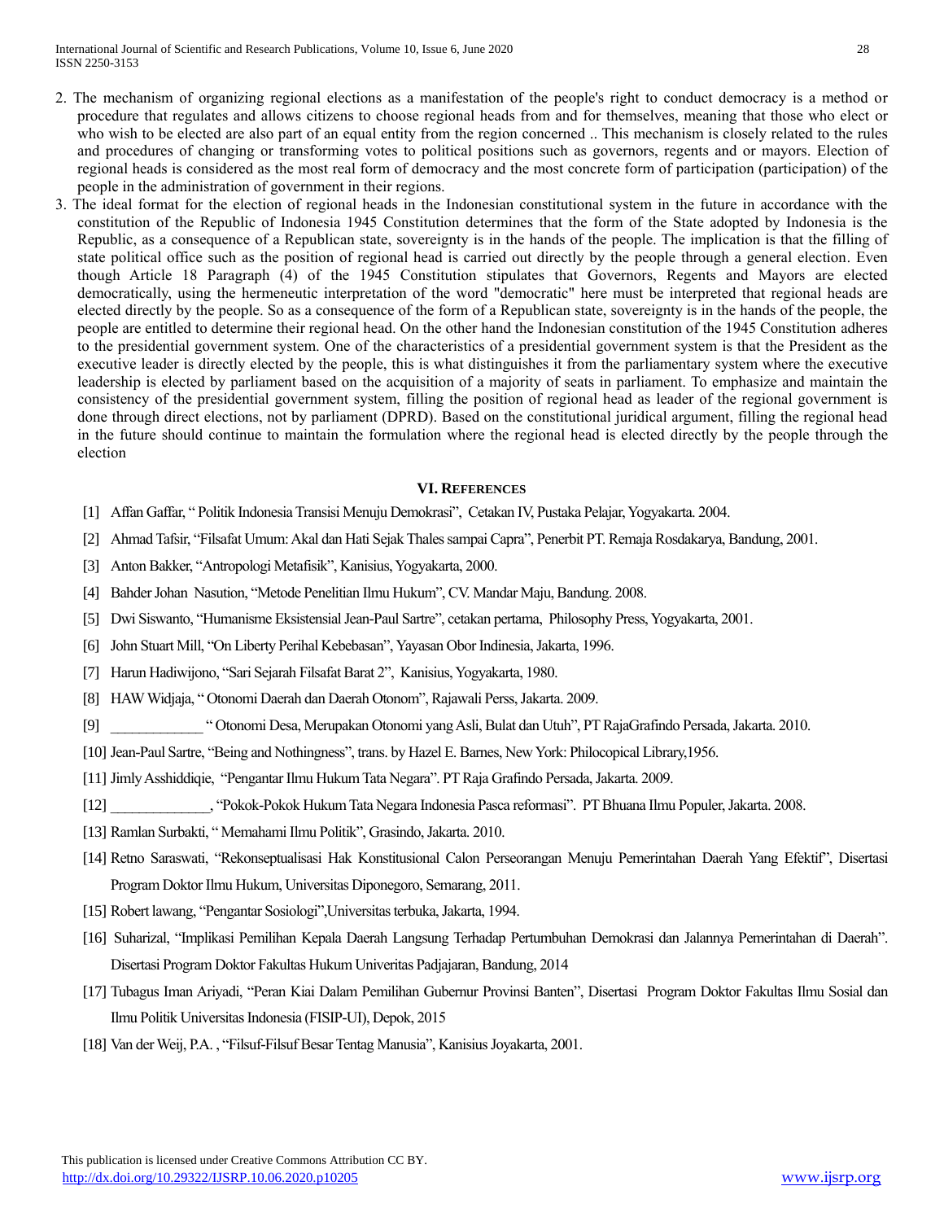2. The mechanism of organizing regional elections as a manifestation of the people's right to conduct democracy is a method or procedure that regulates and allows citizens to choose regional heads from and for themselves, meaning that those who elect or who wish to be elected are also part of an equal entity from the region concerned .. This mechanism is closely related to the rules and procedures of changing or transforming votes to political positions such as governors, regents and or mayors. Election of regional heads is considered as the most real form of democracy and the most concrete form of participation (participation) of the people in the administration of government in their regions.
3. The ideal format for the election of regional heads in the Indonesian constitutional system in the future in accordance with the constitution of the Republic of Indonesia 1945 Constitution determines that the form of the State adopted by Indonesia is the Republic, as a consequence of a Republican state, sovereignty is in the hands of the people. The implication is that the filling of state political office such as the position of regional head is carried out directly by the people through a general election. Even though Article 18 Paragraph (4) of the 1945 Constitution stipulates that Governors, Regents and Mayors are elected democratically, using the hermeneutic interpretation of the word "democratic" here must be interpreted that regional heads are elected directly by the people. So as a consequence of the form of a Republican state, sovereignty is in the hands of the people, the people are entitled to determine their regional head. On the other hand the Indonesian constitution of the 1945 Constitution adheres to the presidential government system. One of the characteristics of a presidential government system is that the President as the executive leader is directly elected by the people, this is what distinguishes it from the parliamentary system where the executive leadership is elected by parliament based on the acquisition of a majority of seats in parliament. To emphasize and maintain the consistency of the presidential government system, filling the position of regional head as leader of the regional government is done through direct elections, not by parliament (DPRD). Based on the constitutional juridical argument, filling the regional head in the future should continue to maintain the formulation where the regional head is elected directly by the people through the election

## VI. References

[1] Affan Gaffar, " Politik Indonesia Transisi Menuju Demokrasi", Cetakan IV, Pustaka Pelajar, Yogyakarta. 2004.

[2] Ahmad Tafsir, "Filsafat Umum: Akal dan Hati Sejak Thales sampai Capra", Penerbit PT. Remaja Rosdakarya, Bandung, 2001.

[3] Anton Bakker, "Antropologi Metafisik", Kanisius, Yogyakarta, 2000.

[4] Bahder Johan Nasution, "Metode Penelitian Ilmu Hukum", CV. Mandar Maju, Bandung. 2008.

[5] Dwi Siswanto, "Humanisme Eksistensial Jean-Paul Sartre", cetakan pertama, Philosophy Press, Yogyakarta, 2001.

[6] John Stuart Mill, "On Liberty Perihal Kebebasan", Yayasan Obor Indinesia, Jakarta, 1996.

[7] Harun Hadiwijono, "Sari Sejarah Filsafat Barat 2", Kanisius, Yogyakarta, 1980.

[8] HAW Widjaja, " Otonomi Daerah dan Daerah Otonom", Rajawali Perss, Jakarta. 2009.

[9] ____________ " Otonomi Desa, Merupakan Otonomi yang Asli, Bulat dan Utuh", PT RajaGrafindo Persada, Jakarta. 2010.

[10] Jean-Paul Sartre, "Being and Nothingness", trans. by Hazel E. Barnes, New York: Philocopical Library,1956.

[11] Jimly Asshiddiqie, "Pengantar Ilmu Hukum Tata Negara". PT Raja Grafindo Persada, Jakarta. 2009.

[12] _____________, "Pokok-Pokok Hukum Tata Negara Indonesia Pasca reformasi". PT Bhuana Ilmu Populer, Jakarta. 2008.

[13] Ramlan Surbakti, " Memahami Ilmu Politik", Grasindo, Jakarta. 2010.

[14] Retno Saraswati, "Rekonseptualisasi Hak Konstitusional Calon Perseorangan Menuju Pemerintahan Daerah Yang Efektif", Disertasi Program Doktor Ilmu Hukum, Universitas Diponegoro, Semarang, 2011.

[15] Robert lawang, "Pengantar Sosiologi",Universitas terbuka, Jakarta, 1994.

[16] Suharizal, "Implikasi Pemilihan Kepala Daerah Langsung Terhadap Pertumbuhan Demokrasi dan Jalannya Pemerintahan di Daerah". Disertasi Program Doktor Fakultas Hukum Univeritas Padjajaran, Bandung, 2014

[17] Tubagus Iman Ariyadi, "Peran Kiai Dalam Pemilihan Gubernur Provinsi Banten", Disertasi Program Doktor Fakultas Ilmu Sosial dan Ilmu Politik Universitas Indonesia (FISIP-UI), Depok, 2015

[18] Van der Weij, P.A. , "Filsuf-Filsuf Besar Tentag Manusia", Kanisius Joyakarta, 2001.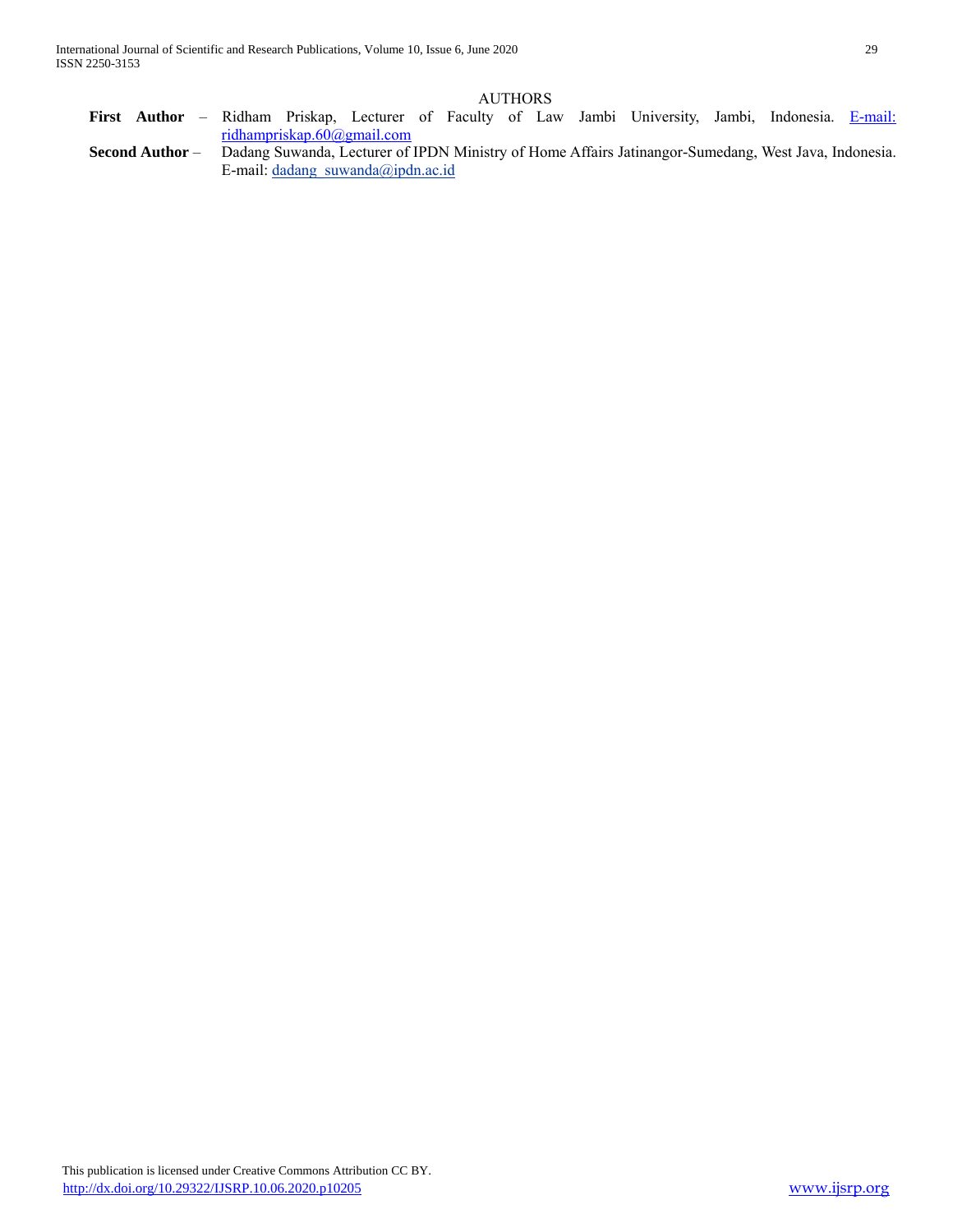## AUTHORS

**First Author** – Ridham Priskap, Lecturer of Faculty of Law Jambi University, Jambi, Indonesia. E-mail: ridhampriskap.60@gmail.com

**Second Author** – Dadang Suwanda, Lecturer of IPDN Ministry of Home Affairs Jatinangor-Sumedang, West Java, Indonesia. E-mail: dadang_suwanda@ipdn.ac.id